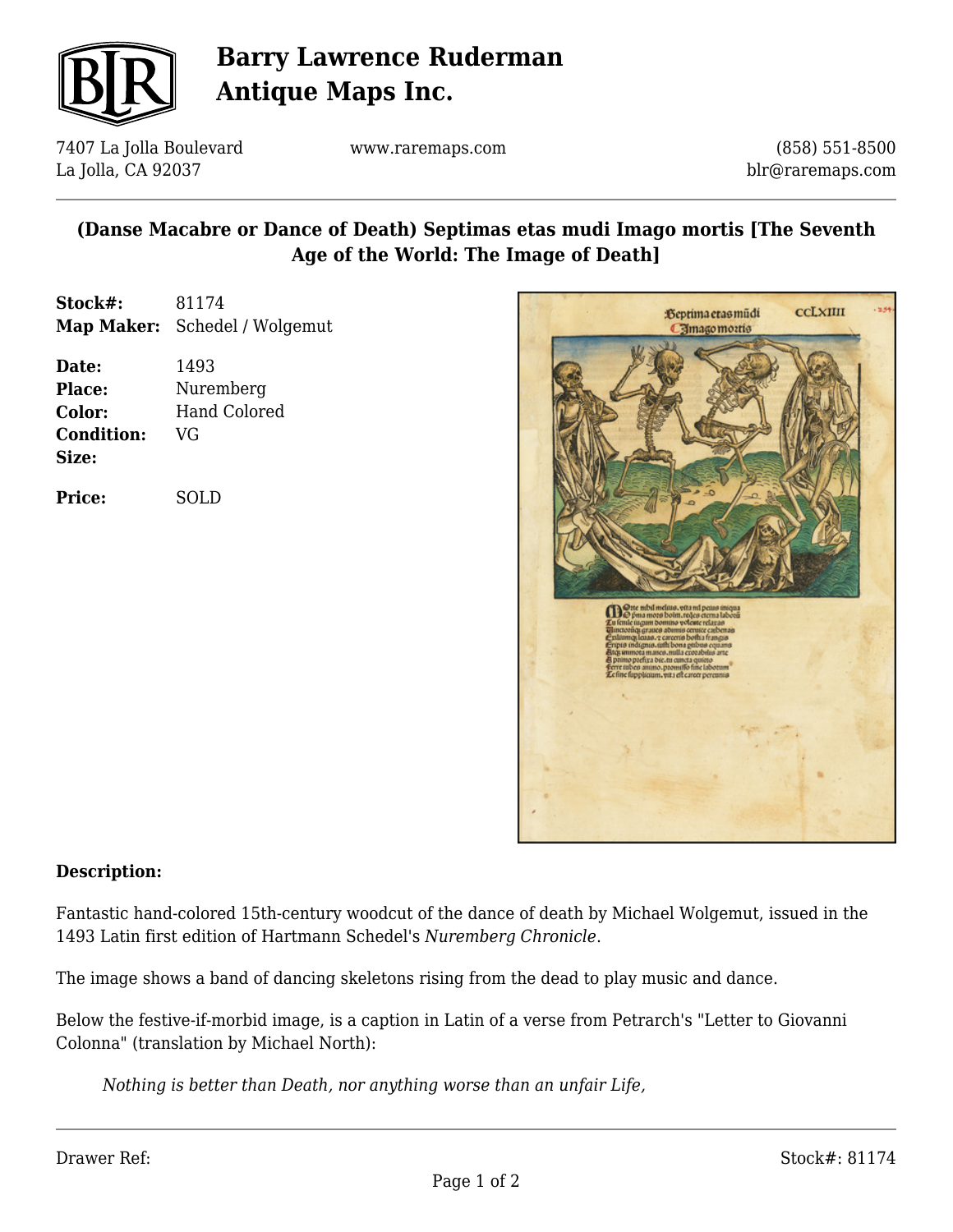# Barry Lawrence Ruderman Antique Maps Inc.

7407 La Jolla Boulevard
La Jolla, CA 92037

www.raremaps.com

(858) 551-8500
blr@raremaps.com

## (Danse Macabre or Dance of Death) Septimas etas mudi Imago mortis [The Seventh Age of the World: The Image of Death]

**Stock#:** 81174
**Map Maker:** Schedel / Wolgemut

**Date:** 1493
**Place:** Nuremberg
**Color:** Hand Colored
**Condition:** VG
**Size:**

**Price:** SOLD

### Description:

Fantastic hand-colored 15th-century woodcut of the dance of death by Michael Wolgemut, issued in the 1493 Latin first edition of Hartmann Schedel's *Nuremberg Chronicle*.

The image shows a band of dancing skeletons rising from the dead to play music and dance.

Below the festive-if-morbid image, is a caption in Latin of a verse from Petrarch's "Letter to Giovanni Colonna" (translation by Michael North):

> *Nothing is better than Death, nor anything worse than an unfair Life,*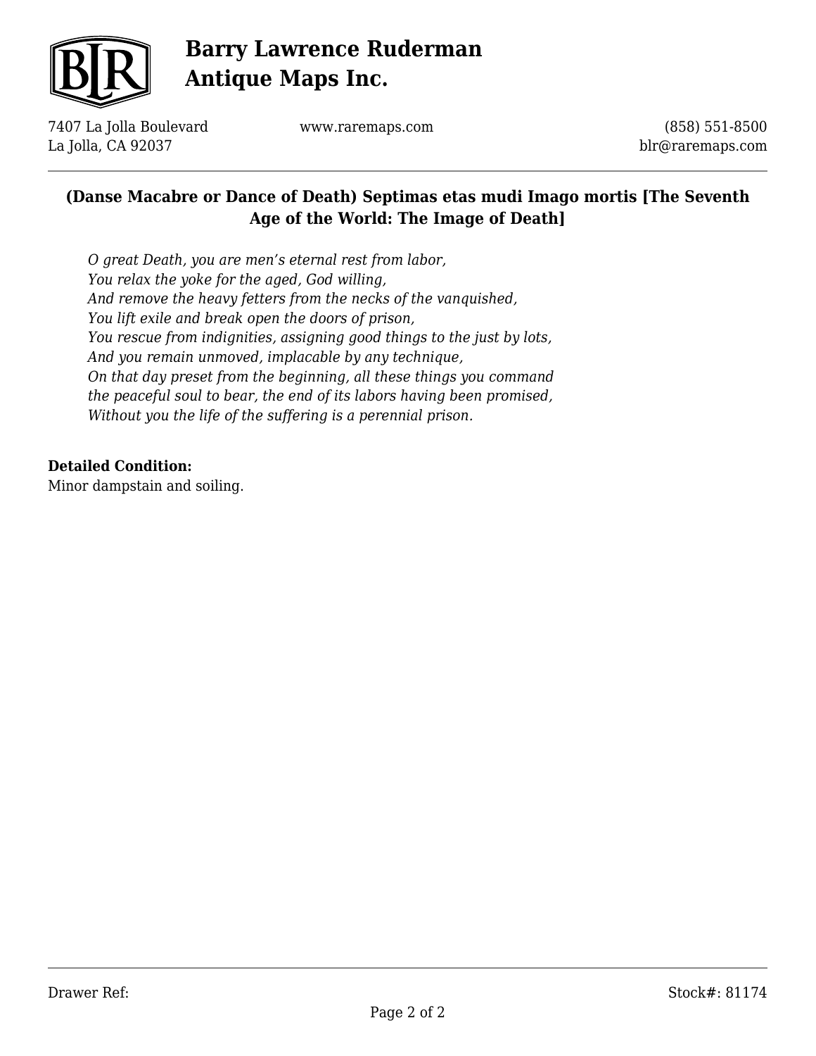**(Danse Macabre or Dance of Death) Septimas etas mudi Imago mortis [The Seventh Age of the World: The Image of Death]**

> *O great Death, you are men's eternal rest from labor,*
> *You relax the yoke for the aged, God willing,*
> *And remove the heavy fetters from the necks of the vanquished,*
> *You lift exile and break open the doors of prison,*
> *You rescue from indignities, assigning good things to the just by lots,*
> *And you remain unmoved, implacable by any technique,*
> *On that day preset from the beginning, all these things you command*
> *the peaceful soul to bear, the end of its labors having been promised,*
> *Without you the life of the suffering is a perennial prison.*

**Detailed Condition:**
Minor dampstain and soiling.

Drawer Ref:

Stock#: 81174